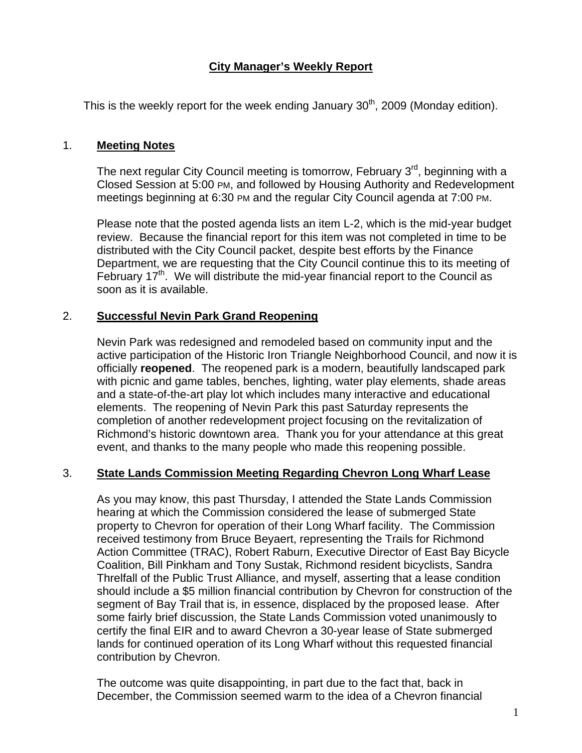# City Manager's Weekly Report

This is the weekly report for the week ending January 30th, 2009 (Monday edition).

## 1. Meeting Notes

The next regular City Council meeting is tomorrow, February 3rd, beginning with a Closed Session at 5:00 PM, and followed by Housing Authority and Redevelopment meetings beginning at 6:30 PM and the regular City Council agenda at 7:00 PM.

Please note that the posted agenda lists an item L-2, which is the mid-year budget review. Because the financial report for this item was not completed in time to be distributed with the City Council packet, despite best efforts by the Finance Department, we are requesting that the City Council continue this to its meeting of February 17th. We will distribute the mid-year financial report to the Council as soon as it is available.

## 2. Successful Nevin Park Grand Reopening

Nevin Park was redesigned and remodeled based on community input and the active participation of the Historic Iron Triangle Neighborhood Council, and now it is officially **reopened**. The reopened park is a modern, beautifully landscaped park with picnic and game tables, benches, lighting, water play elements, shade areas and a state-of-the-art play lot which includes many interactive and educational elements. The reopening of Nevin Park this past Saturday represents the completion of another redevelopment project focusing on the revitalization of Richmond's historic downtown area. Thank you for your attendance at this great event, and thanks to the many people who made this reopening possible.

## 3. State Lands Commission Meeting Regarding Chevron Long Wharf Lease

As you may know, this past Thursday, I attended the State Lands Commission hearing at which the Commission considered the lease of submerged State property to Chevron for operation of their Long Wharf facility. The Commission received testimony from Bruce Beyaert, representing the Trails for Richmond Action Committee (TRAC), Robert Raburn, Executive Director of East Bay Bicycle Coalition, Bill Pinkham and Tony Sustak, Richmond resident bicyclists, Sandra Threlfall of the Public Trust Alliance, and myself, asserting that a lease condition should include a $5 million financial contribution by Chevron for construction of the segment of Bay Trail that is, in essence, displaced by the proposed lease. After some fairly brief discussion, the State Lands Commission voted unanimously to certify the final EIR and to award Chevron a 30-year lease of State submerged lands for continued operation of its Long Wharf without this requested financial contribution by Chevron.

The outcome was quite disappointing, in part due to the fact that, back in December, the Commission seemed warm to the idea of a Chevron financial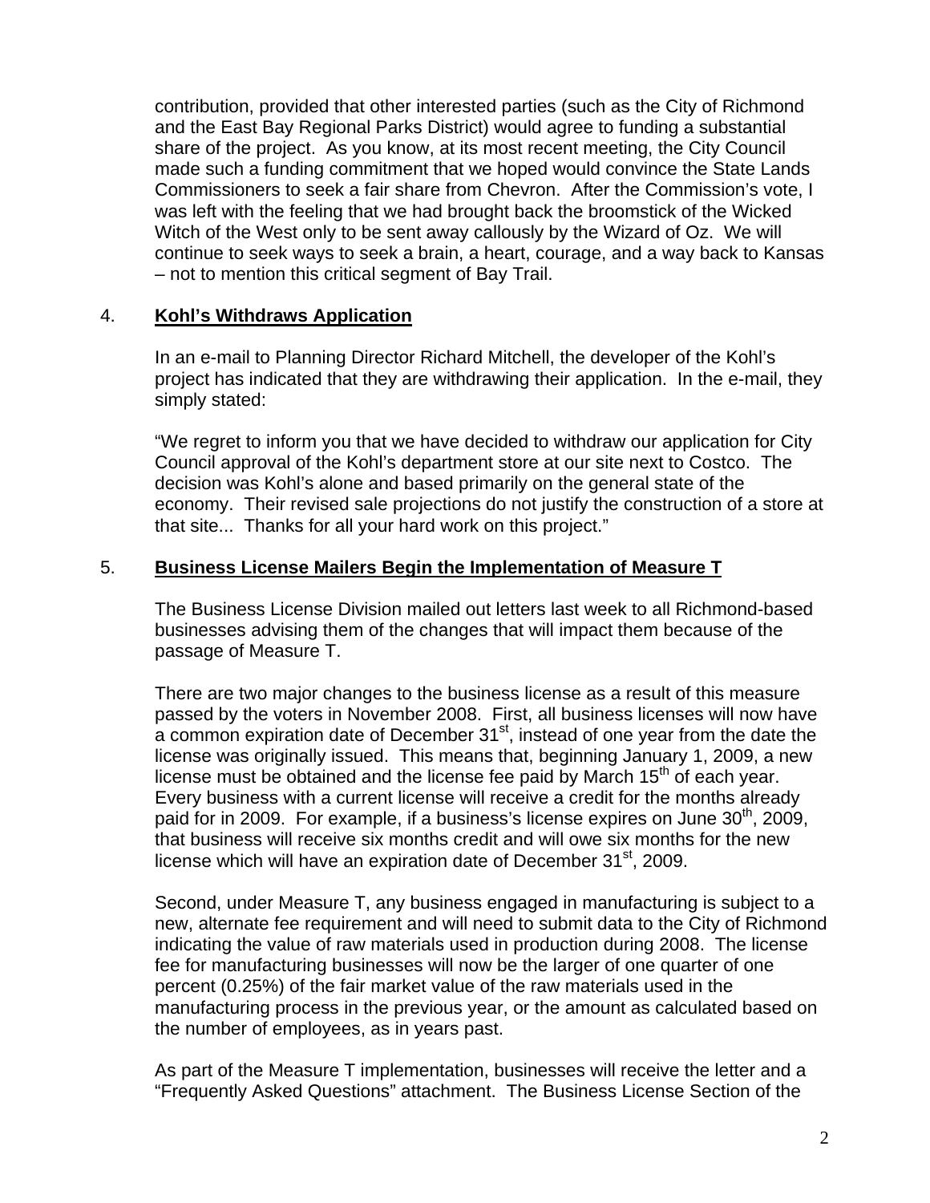contribution, provided that other interested parties (such as the City of Richmond and the East Bay Regional Parks District) would agree to funding a substantial share of the project. As you know, at its most recent meeting, the City Council made such a funding commitment that we hoped would convince the State Lands Commissioners to seek a fair share from Chevron. After the Commission's vote, I was left with the feeling that we had brought back the broomstick of the Wicked Witch of the West only to be sent away callously by the Wizard of Oz. We will continue to seek ways to seek a brain, a heart, courage, and a way back to Kansas – not to mention this critical segment of Bay Trail.

## 4. **Kohl's Withdraws Application**

In an e-mail to Planning Director Richard Mitchell, the developer of the Kohl's project has indicated that they are withdrawing their application. In the e-mail, they simply stated:

"We regret to inform you that we have decided to withdraw our application for City Council approval of the Kohl's department store at our site next to Costco. The decision was Kohl's alone and based primarily on the general state of the economy. Their revised sale projections do not justify the construction of a store at that site... Thanks for all your hard work on this project."

## 5. **Business License Mailers Begin the Implementation of Measure T**

The Business License Division mailed out letters last week to all Richmond-based businesses advising them of the changes that will impact them because of the passage of Measure T.

There are two major changes to the business license as a result of this measure passed by the voters in November 2008. First, all business licenses will now have a common expiration date of December 31st, instead of one year from the date the license was originally issued. This means that, beginning January 1, 2009, a new license must be obtained and the license fee paid by March 15th of each year. Every business with a current license will receive a credit for the months already paid for in 2009. For example, if a business's license expires on June 30th, 2009, that business will receive six months credit and will owe six months for the new license which will have an expiration date of December 31st, 2009.

Second, under Measure T, any business engaged in manufacturing is subject to a new, alternate fee requirement and will need to submit data to the City of Richmond indicating the value of raw materials used in production during 2008. The license fee for manufacturing businesses will now be the larger of one quarter of one percent (0.25%) of the fair market value of the raw materials used in the manufacturing process in the previous year, or the amount as calculated based on the number of employees, as in years past.

As part of the Measure T implementation, businesses will receive the letter and a "Frequently Asked Questions" attachment. The Business License Section of the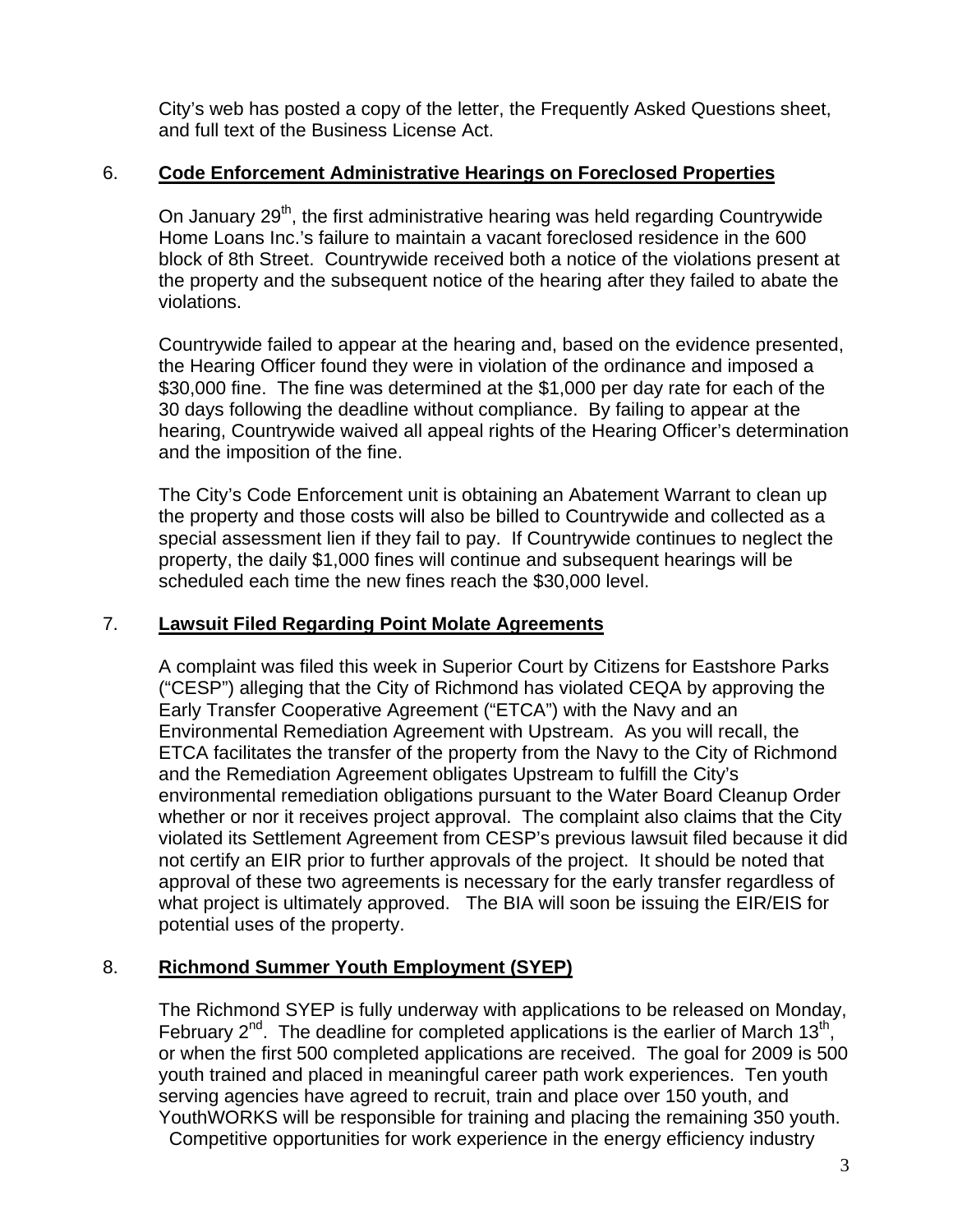City's web has posted a copy of the letter, the Frequently Asked Questions sheet, and full text of the Business License Act.

6. **Code Enforcement Administrative Hearings on Foreclosed Properties**

On January 29th, the first administrative hearing was held regarding Countrywide Home Loans Inc.'s failure to maintain a vacant foreclosed residence in the 600 block of 8th Street. Countrywide received both a notice of the violations present at the property and the subsequent notice of the hearing after they failed to abate the violations.

Countrywide failed to appear at the hearing and, based on the evidence presented, the Hearing Officer found they were in violation of the ordinance and imposed a $30,000 fine. The fine was determined at the $1,000 per day rate for each of the 30 days following the deadline without compliance. By failing to appear at the hearing, Countrywide waived all appeal rights of the Hearing Officer's determination and the imposition of the fine.

The City's Code Enforcement unit is obtaining an Abatement Warrant to clean up the property and those costs will also be billed to Countrywide and collected as a special assessment lien if they fail to pay. If Countrywide continues to neglect the property, the daily $1,000 fines will continue and subsequent hearings will be scheduled each time the new fines reach the $30,000 level.

7. **Lawsuit Filed Regarding Point Molate Agreements**

A complaint was filed this week in Superior Court by Citizens for Eastshore Parks ("CESP") alleging that the City of Richmond has violated CEQA by approving the Early Transfer Cooperative Agreement ("ETCA") with the Navy and an Environmental Remediation Agreement with Upstream. As you will recall, the ETCA facilitates the transfer of the property from the Navy to the City of Richmond and the Remediation Agreement obligates Upstream to fulfill the City's environmental remediation obligations pursuant to the Water Board Cleanup Order whether or nor it receives project approval. The complaint also claims that the City violated its Settlement Agreement from CESP's previous lawsuit filed because it did not certify an EIR prior to further approvals of the project. It should be noted that approval of these two agreements is necessary for the early transfer regardless of what project is ultimately approved. The BIA will soon be issuing the EIR/EIS for potential uses of the property.

8. **Richmond Summer Youth Employment (SYEP)**

The Richmond SYEP is fully underway with applications to be released on Monday, February 2nd. The deadline for completed applications is the earlier of March 13th, or when the first 500 completed applications are received. The goal for 2009 is 500 youth trained and placed in meaningful career path work experiences. Ten youth serving agencies have agreed to recruit, train and place over 150 youth, and YouthWORKS will be responsible for training and placing the remaining 350 youth. Competitive opportunities for work experience in the energy efficiency industry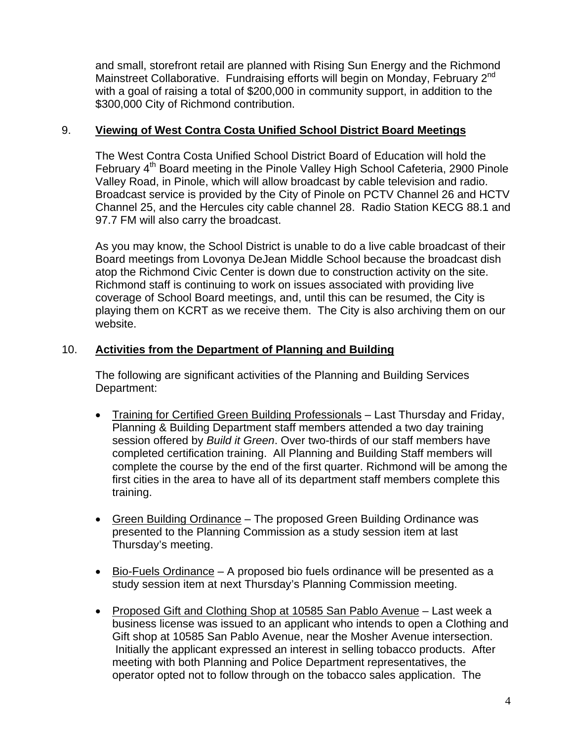and small, storefront retail are planned with Rising Sun Energy and the Richmond Mainstreet Collaborative. Fundraising efforts will begin on Monday, February 2nd with a goal of raising a total of $200,000 in community support, in addition to the $300,000 City of Richmond contribution.

9. **Viewing of West Contra Costa Unified School District Board Meetings**

The West Contra Costa Unified School District Board of Education will hold the February 4th Board meeting in the Pinole Valley High School Cafeteria, 2900 Pinole Valley Road, in Pinole, which will allow broadcast by cable television and radio. Broadcast service is provided by the City of Pinole on PCTV Channel 26 and HCTV Channel 25, and the Hercules city cable channel 28. Radio Station KECG 88.1 and 97.7 FM will also carry the broadcast.

As you may know, the School District is unable to do a live cable broadcast of their Board meetings from Lovonya DeJean Middle School because the broadcast dish atop the Richmond Civic Center is down due to construction activity on the site. Richmond staff is continuing to work on issues associated with providing live coverage of School Board meetings, and, until this can be resumed, the City is playing them on KCRT as we receive them. The City is also archiving them on our website.

10. **Activities from the Department of Planning and Building**

The following are significant activities of the Planning and Building Services Department:

- Training for Certified Green Building Professionals – Last Thursday and Friday, Planning & Building Department staff members attended a two day training session offered by *Build it Green*. Over two-thirds of our staff members have completed certification training. All Planning and Building Staff members will complete the course by the end of the first quarter. Richmond will be among the first cities in the area to have all of its department staff members complete this training.

- Green Building Ordinance – The proposed Green Building Ordinance was presented to the Planning Commission as a study session item at last Thursday's meeting.

- Bio-Fuels Ordinance – A proposed bio fuels ordinance will be presented as a study session item at next Thursday's Planning Commission meeting.

- Proposed Gift and Clothing Shop at 10585 San Pablo Avenue – Last week a business license was issued to an applicant who intends to open a Clothing and Gift shop at 10585 San Pablo Avenue, near the Mosher Avenue intersection. Initially the applicant expressed an interest in selling tobacco products. After meeting with both Planning and Police Department representatives, the operator opted not to follow through on the tobacco sales application. The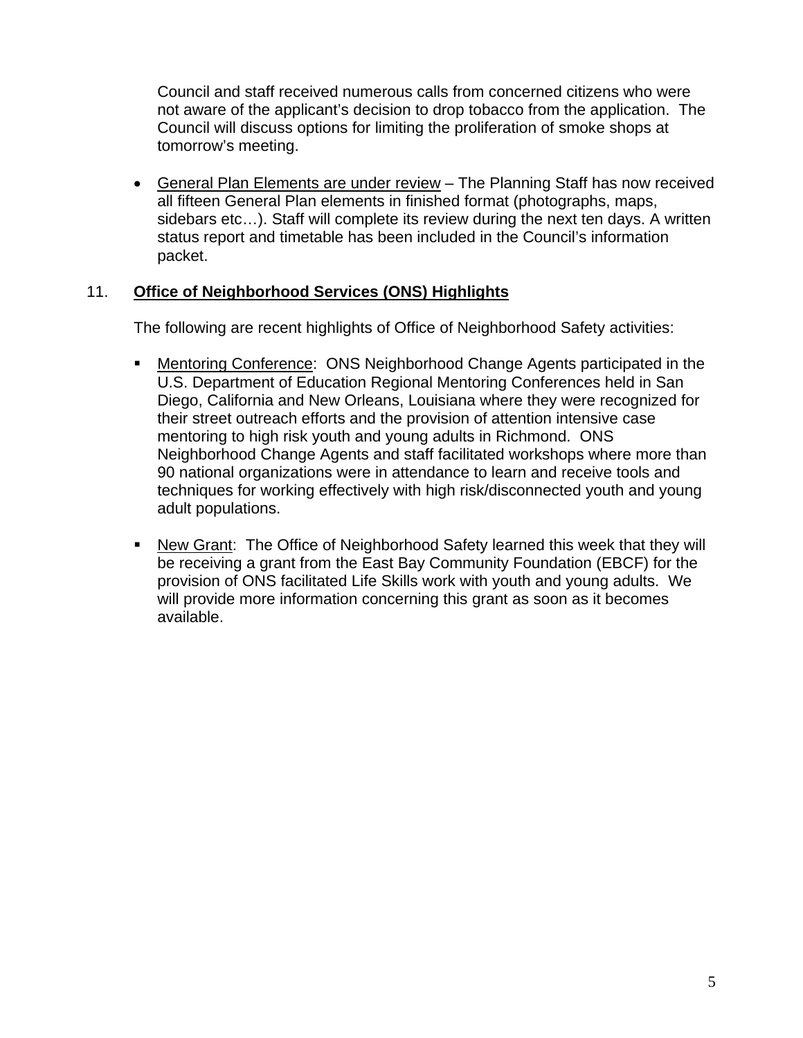Council and staff received numerous calls from concerned citizens who were not aware of the applicant's decision to drop tobacco from the application. The Council will discuss options for limiting the proliferation of smoke shops at tomorrow's meeting.

- General Plan Elements are under review – The Planning Staff has now received all fifteen General Plan elements in finished format (photographs, maps, sidebars etc…). Staff will complete its review during the next ten days. A written status report and timetable has been included in the Council's information packet.

11. **Office of Neighborhood Services (ONS) Highlights**

The following are recent highlights of Office of Neighborhood Safety activities:

- Mentoring Conference: ONS Neighborhood Change Agents participated in the U.S. Department of Education Regional Mentoring Conferences held in San Diego, California and New Orleans, Louisiana where they were recognized for their street outreach efforts and the provision of attention intensive case mentoring to high risk youth and young adults in Richmond. ONS Neighborhood Change Agents and staff facilitated workshops where more than 90 national organizations were in attendance to learn and receive tools and techniques for working effectively with high risk/disconnected youth and young adult populations.

- New Grant: The Office of Neighborhood Safety learned this week that they will be receiving a grant from the East Bay Community Foundation (EBCF) for the provision of ONS facilitated Life Skills work with youth and young adults. We will provide more information concerning this grant as soon as it becomes available.